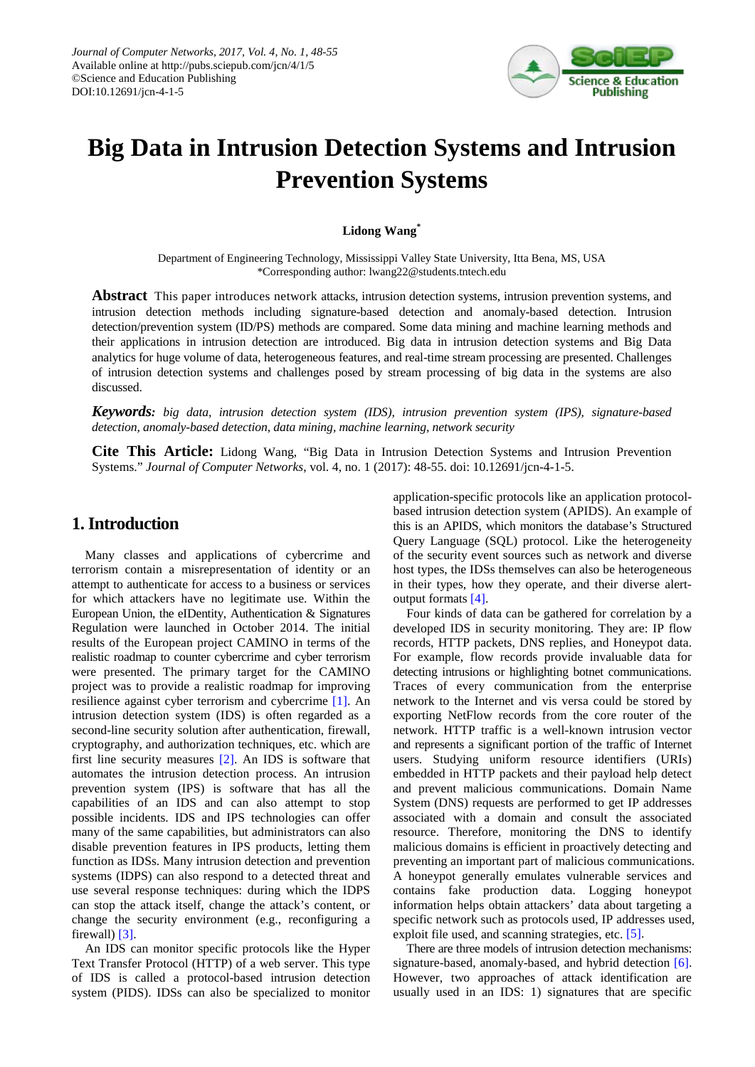Journal of Computer Networks, 2017, Vol. 4, No. 1, 48-55
Available online at http://pubs.sciepub.com/jcn/4/1/5
©Science and Education Publishing
DOI:10.12691/jcn-4-1-5

# Big Data in Intrusion Detection Systems and Intrusion Prevention Systems

**Lidong Wang***

Department of Engineering Technology, Mississippi Valley State University, Itta Bena, MS, USA
*Corresponding author: lwang22@students.tntech.edu

**Abstract** This paper introduces network attacks, intrusion detection systems, intrusion prevention systems, and intrusion detection methods including signature-based detection and anomaly-based detection. Intrusion detection/prevention system (ID/PS) methods are compared. Some data mining and machine learning methods and their applications in intrusion detection are introduced. Big data in intrusion detection systems and Big Data analytics for huge volume of data, heterogeneous features, and real-time stream processing are presented. Challenges of intrusion detection systems and challenges posed by stream processing of big data in the systems are also discussed.

***Keywords:*** *big data, intrusion detection system (IDS), intrusion prevention system (IPS), signature-based detection, anomaly-based detection, data mining, machine learning, network security*

**Cite This Article:** Lidong Wang, "Big Data in Intrusion Detection Systems and Intrusion Prevention Systems." *Journal of Computer Networks*, vol. 4, no. 1 (2017): 48-55. doi: 10.12691/jcn-4-1-5.

## 1. Introduction

Many classes and applications of cybercrime and terrorism contain a misrepresentation of identity or an attempt to authenticate for access to a business or services for which attackers have no legitimate use. Within the European Union, the eIDentity, Authentication & Signatures Regulation were launched in October 2014. The initial results of the European project CAMINO in terms of the realistic roadmap to counter cybercrime and cyber terrorism were presented. The primary target for the CAMINO project was to provide a realistic roadmap for improving resilience against cyber terrorism and cybercrime [1]. An intrusion detection system (IDS) is often regarded as a second-line security solution after authentication, firewall, cryptography, and authorization techniques, etc. which are first line security measures [2]. An IDS is software that automates the intrusion detection process. An intrusion prevention system (IPS) is software that has all the capabilities of an IDS and can also attempt to stop possible incidents. IDS and IPS technologies can offer many of the same capabilities, but administrators can also disable prevention features in IPS products, letting them function as IDSs. Many intrusion detection and prevention systems (IDPS) can also respond to a detected threat and use several response techniques: during which the IDPS can stop the attack itself, change the attack's content, or change the security environment (e.g., reconfiguring a firewall) [3].

An IDS can monitor specific protocols like the Hyper Text Transfer Protocol (HTTP) of a web server. This type of IDS is called a protocol-based intrusion detection system (PIDS). IDSs can also be specialized to monitor application-specific protocols like an application protocol-based intrusion detection system (APIDS). An example of this is an APIDS, which monitors the database's Structured Query Language (SQL) protocol. Like the heterogeneity of the security event sources such as network and diverse host types, the IDSs themselves can also be heterogeneous in their types, how they operate, and their diverse alert-output formats [4].

Four kinds of data can be gathered for correlation by a developed IDS in security monitoring. They are: IP flow records, HTTP packets, DNS replies, and Honeypot data. For example, flow records provide invaluable data for detecting intrusions or highlighting botnet communications. Traces of every communication from the enterprise network to the Internet and vis versa could be stored by exporting NetFlow records from the core router of the network. HTTP traffic is a well-known intrusion vector and represents a significant portion of the traffic of Internet users. Studying uniform resource identifiers (URIs) embedded in HTTP packets and their payload help detect and prevent malicious communications. Domain Name System (DNS) requests are performed to get IP addresses associated with a domain and consult the associated resource. Therefore, monitoring the DNS to identify malicious domains is efficient in proactively detecting and preventing an important part of malicious communications. A honeypot generally emulates vulnerable services and contains fake production data. Logging honeypot information helps obtain attackers' data about targeting a specific network such as protocols used, IP addresses used, exploit file used, and scanning strategies, etc. [5].

There are three models of intrusion detection mechanisms: signature-based, anomaly-based, and hybrid detection [6]. However, two approaches of attack identification are usually used in an IDS: 1) signatures that are specific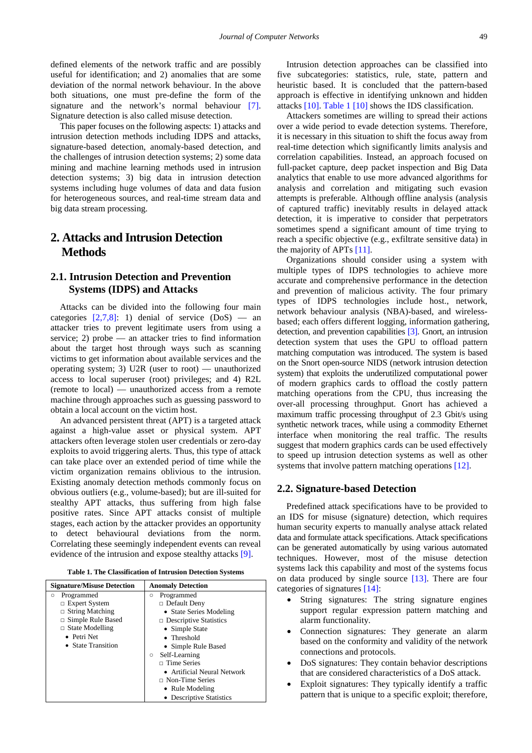defined elements of the network traffic and are possibly useful for identification; and 2) anomalies that are some deviation of the normal network behaviour. In the above both situations, one must pre-define the form of the signature and the network's normal behaviour [7]. Signature detection is also called misuse detection.

This paper focuses on the following aspects: 1) attacks and intrusion detection methods including IDPS and attacks, signature-based detection, anomaly-based detection, and the challenges of intrusion detection systems; 2) some data mining and machine learning methods used in intrusion detection systems; 3) big data in intrusion detection systems including huge volumes of data and data fusion for heterogeneous sources, and real-time stream data and big data stream processing.

## 2. Attacks and Intrusion Detection Methods

### 2.1. Intrusion Detection and Prevention Systems (IDPS) and Attacks

Attacks can be divided into the following four main categories [2,7,8]: 1) denial of service (DoS) — an attacker tries to prevent legitimate users from using a service; 2) probe — an attacker tries to find information about the target host through ways such as scanning victims to get information about available services and the operating system; 3) U2R (user to root) — unauthorized access to local superuser (root) privileges; and 4) R2L (remote to local) — unauthorized access from a remote machine through approaches such as guessing password to obtain a local account on the victim host.

An advanced persistent threat (APT) is a targeted attack against a high-value asset or physical system. APT attackers often leverage stolen user credentials or zero-day exploits to avoid triggering alerts. Thus, this type of attack can take place over an extended period of time while the victim organization remains oblivious to the intrusion. Existing anomaly detection methods commonly focus on obvious outliers (e.g., volume-based); but are ill-suited for stealthy APT attacks, thus suffering from high false positive rates. Since APT attacks consist of multiple stages, each action by the attacker provides an opportunity to detect behavioural deviations from the norm. Correlating these seemingly independent events can reveal evidence of the intrusion and expose stealthy attacks [9].

**Table 1. The Classification of Intrusion Detection Systems**

| Signature/Misuse Detection | Anomaly Detection |
|---|---|
| ○ Programmed | ○ Programmed |
| □ Expert System | □ Default Deny |
| □ String Matching | • State Series Modeling |
| □ Simple Rule Based | □ Descriptive Statistics |
| □ State Modelling | • Simple State |
| • Petri Net | • Threshold |
| • State Transition | • Simple Rule Based |
| | ○ Self-Learning |
| | □ Time Series |
| | • Artificial Neural Network |
| | □ Non-Time Series |
| | • Rule Modeling |
| | • Descriptive Statistics |

Intrusion detection approaches can be classified into five subcategories: statistics, rule, state, pattern and heuristic based. It is concluded that the pattern-based approach is effective in identifying unknown and hidden attacks [10]. Table 1 [10] shows the IDS classification.

Attackers sometimes are willing to spread their actions over a wide period to evade detection systems. Therefore, it is necessary in this situation to shift the focus away from real-time detection which significantly limits analysis and correlation capabilities. Instead, an approach focused on full-packet capture, deep packet inspection and Big Data analytics that enable to use more advanced algorithms for analysis and correlation and mitigating such evasion attempts is preferable. Although offline analysis (analysis of captured traffic) inevitably results in delayed attack detection, it is imperative to consider that perpetrators sometimes spend a significant amount of time trying to reach a specific objective (e.g., exfiltrate sensitive data) in the majority of APTs [11].

Organizations should consider using a system with multiple types of IDPS technologies to achieve more accurate and comprehensive performance in the detection and prevention of malicious activity. The four primary types of IDPS technologies include host., network, network behaviour analysis (NBA)-based, and wireless-based; each offers different logging, information gathering, detection, and prevention capabilities [3]. Gnort, an intrusion detection system that uses the GPU to offload pattern matching computation was introduced. The system is based on the Snort open-source NIDS (network intrusion detection system) that exploits the underutilized computational power of modern graphics cards to offload the costly pattern matching operations from the CPU, thus increasing the over-all processing throughput. Gnort has achieved a maximum traffic processing throughput of 2.3 Gbit/s using synthetic network traces, while using a commodity Ethernet interface when monitoring the real traffic. The results suggest that modern graphics cards can be used effectively to speed up intrusion detection systems as well as other systems that involve pattern matching operations [12].

### 2.2. Signature-based Detection

Predefined attack specifications have to be provided to an IDS for misuse (signature) detection, which requires human security experts to manually analyse attack related data and formulate attack specifications. Attack specifications can be generated automatically by using various automated techniques. However, most of the misuse detection systems lack this capability and most of the systems focus on data produced by single source [13]. There are four categories of signatures [14]:

- String signatures: The string signature engines support regular expression pattern matching and alarm functionality.
- Connection signatures: They generate an alarm based on the conformity and validity of the network connections and protocols.
- DoS signatures: They contain behavior descriptions that are considered characteristics of a DoS attack.
- Exploit signatures: They typically identify a traffic pattern that is unique to a specific exploit; therefore,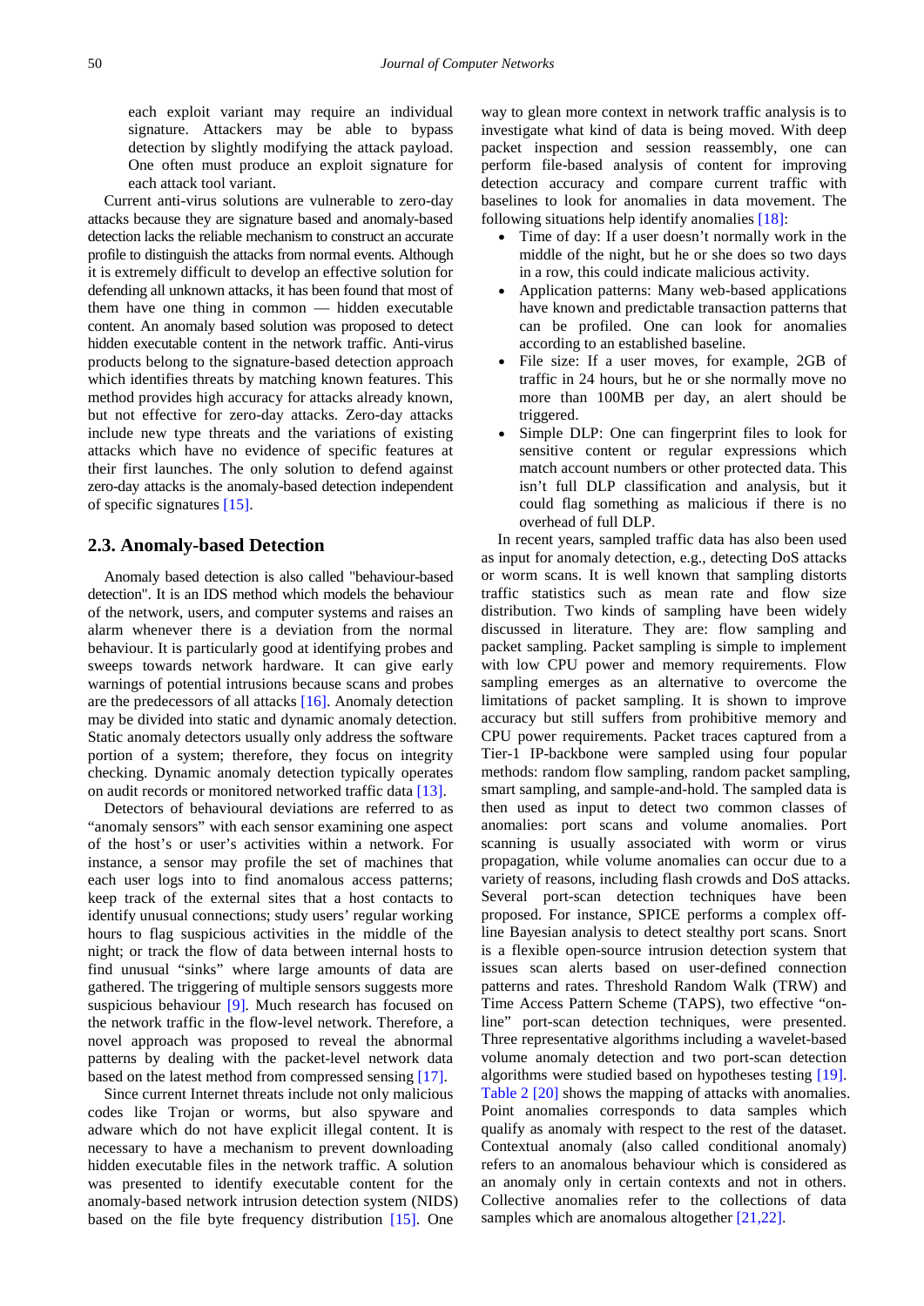each exploit variant may require an individual signature. Attackers may be able to bypass detection by slightly modifying the attack payload. One often must produce an exploit signature for each attack tool variant.

Current anti-virus solutions are vulnerable to zero-day attacks because they are signature based and anomaly-based detection lacks the reliable mechanism to construct an accurate profile to distinguish the attacks from normal events. Although it is extremely difficult to develop an effective solution for defending all unknown attacks, it has been found that most of them have one thing in common — hidden executable content. An anomaly based solution was proposed to detect hidden executable content in the network traffic. Anti-virus products belong to the signature-based detection approach which identifies threats by matching known features. This method provides high accuracy for attacks already known, but not effective for zero-day attacks. Zero-day attacks include new type threats and the variations of existing attacks which have no evidence of specific features at their first launches. The only solution to defend against zero-day attacks is the anomaly-based detection independent of specific signatures [15].

## 2.3. Anomaly-based Detection

Anomaly based detection is also called "behaviour-based detection". It is an IDS method which models the behaviour of the network, users, and computer systems and raises an alarm whenever there is a deviation from the normal behaviour. It is particularly good at identifying probes and sweeps towards network hardware. It can give early warnings of potential intrusions because scans and probes are the predecessors of all attacks [16]. Anomaly detection may be divided into static and dynamic anomaly detection. Static anomaly detectors usually only address the software portion of a system; therefore, they focus on integrity checking. Dynamic anomaly detection typically operates on audit records or monitored networked traffic data [13].

Detectors of behavioural deviations are referred to as "anomaly sensors" with each sensor examining one aspect of the host's or user's activities within a network. For instance, a sensor may profile the set of machines that each user logs into to find anomalous access patterns; keep track of the external sites that a host contacts to identify unusual connections; study users' regular working hours to flag suspicious activities in the middle of the night; or track the flow of data between internal hosts to find unusual "sinks" where large amounts of data are gathered. The triggering of multiple sensors suggests more suspicious behaviour [9]. Much research has focused on the network traffic in the flow-level network. Therefore, a novel approach was proposed to reveal the abnormal patterns by dealing with the packet-level network data based on the latest method from compressed sensing [17].

Since current Internet threats include not only malicious codes like Trojan or worms, but also spyware and adware which do not have explicit illegal content. It is necessary to have a mechanism to prevent downloading hidden executable files in the network traffic. A solution was presented to identify executable content for the anomaly-based network intrusion detection system (NIDS) based on the file byte frequency distribution [15]. One way to glean more context in network traffic analysis is to investigate what kind of data is being moved. With deep packet inspection and session reassembly, one can perform file-based analysis of content for improving detection accuracy and compare current traffic with baselines to look for anomalies in data movement. The following situations help identify anomalies [18]:

- Time of day: If a user doesn't normally work in the middle of the night, but he or she does so two days in a row, this could indicate malicious activity.
- Application patterns: Many web-based applications have known and predictable transaction patterns that can be profiled. One can look for anomalies according to an established baseline.
- File size: If a user moves, for example, 2GB of traffic in 24 hours, but he or she normally move no more than 100MB per day, an alert should be triggered.
- Simple DLP: One can fingerprint files to look for sensitive content or regular expressions which match account numbers or other protected data. This isn't full DLP classification and analysis, but it could flag something as malicious if there is no overhead of full DLP.

In recent years, sampled traffic data has also been used as input for anomaly detection, e.g., detecting DoS attacks or worm scans. It is well known that sampling distorts traffic statistics such as mean rate and flow size distribution. Two kinds of sampling have been widely discussed in literature. They are: flow sampling and packet sampling. Packet sampling is simple to implement with low CPU power and memory requirements. Flow sampling emerges as an alternative to overcome the limitations of packet sampling. It is shown to improve accuracy but still suffers from prohibitive memory and CPU power requirements. Packet traces captured from a Tier-1 IP-backbone were sampled using four popular methods: random flow sampling, random packet sampling, smart sampling, and sample-and-hold. The sampled data is then used as input to detect two common classes of anomalies: port scans and volume anomalies. Port scanning is usually associated with worm or virus propagation, while volume anomalies can occur due to a variety of reasons, including flash crowds and DoS attacks. Several port-scan detection techniques have been proposed. For instance, SPICE performs a complex off-line Bayesian analysis to detect stealthy port scans. Snort is a flexible open-source intrusion detection system that issues scan alerts based on user-defined connection patterns and rates. Threshold Random Walk (TRW) and Time Access Pattern Scheme (TAPS), two effective "on-line" port-scan detection techniques, were presented. Three representative algorithms including a wavelet-based volume anomaly detection and two port-scan detection algorithms were studied based on hypotheses testing [19]. Table 2 [20] shows the mapping of attacks with anomalies. Point anomalies corresponds to data samples which qualify as anomaly with respect to the rest of the dataset. Contextual anomaly (also called conditional anomaly) refers to an anomalous behaviour which is considered as an anomaly only in certain contexts and not in others. Collective anomalies refer to the collections of data samples which are anomalous altogether [21,22].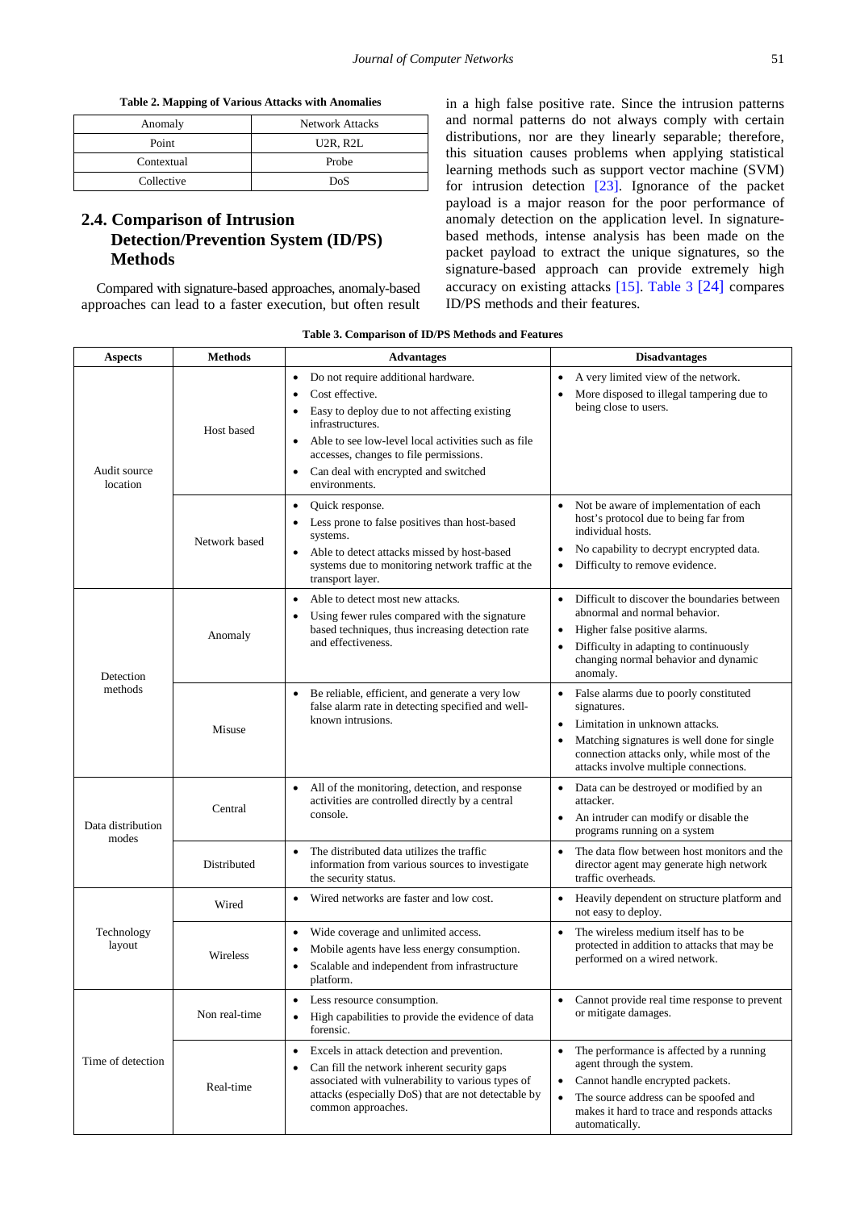**Table 2. Mapping of Various Attacks with Anomalies**

| Anomaly | Network Attacks |
|---|---|
| Point | U2R, R2L |
| Contextual | Probe |
| Collective | DoS |

## 2.4. Comparison of Intrusion Detection/Prevention System (ID/PS) Methods

Compared with signature-based approaches, anomaly-based approaches can lead to a faster execution, but often result in a high false positive rate. Since the intrusion patterns and normal patterns do not always comply with certain distributions, nor are they linearly separable; therefore, this situation causes problems when applying statistical learning methods such as support vector machine (SVM) for intrusion detection [23]. Ignorance of the packet payload is a major reason for the poor performance of anomaly detection on the application level. In signature-based methods, intense analysis has been made on the packet payload to extract the unique signatures, so the signature-based approach can provide extremely high accuracy on existing attacks [15]. Table 3 [24] compares ID/PS methods and their features.

**Table 3. Comparison of ID/PS Methods and Features**

| Aspects | Methods | Advantages | Disadvantages |
|---|---|---|---|
| Audit source location | Host based | • Do not require additional hardware.<br>• Cost effective.<br>• Easy to deploy due to not affecting existing infrastructures.<br>• Able to see low-level local activities such as file accesses, changes to file permissions.<br>• Can deal with encrypted and switched environments. | • A very limited view of the network.<br>• More disposed to illegal tampering due to being close to users. |
| | Network based | • Quick response.<br>• Less prone to false positives than host-based systems.<br>• Able to detect attacks missed by host-based systems due to monitoring network traffic at the transport layer. | • Not be aware of implementation of each host's protocol due to being far from individual hosts.<br>• No capability to decrypt encrypted data.<br>• Difficulty to remove evidence. |
| Detection methods | Anomaly | • Able to detect most new attacks.<br>• Using fewer rules compared with the signature based techniques, thus increasing detection rate and effectiveness. | • Difficult to discover the boundaries between abnormal and normal behavior.<br>• Higher false positive alarms.<br>• Difficulty in adapting to continuously changing normal behavior and dynamic anomaly. |
| | Misuse | • Be reliable, efficient, and generate a very low false alarm rate in detecting specified and well-known intrusions. | • False alarms due to poorly constituted signatures.<br>• Limitation in unknown attacks.<br>• Matching signatures is well done for single connection attacks only, while most of the attacks involve multiple connections. |
| Data distribution modes | Central | • All of the monitoring, detection, and response activities are controlled directly by a central console. | • Data can be destroyed or modified by an attacker.<br>• An intruder can modify or disable the programs running on a system |
| | Distributed | • The distributed data utilizes the traffic information from various sources to investigate the security status. | • The data flow between host monitors and the director agent may generate high network traffic overheads. |
| Technology layout | Wired | • Wired networks are faster and low cost. | • Heavily dependent on structure platform and not easy to deploy. |
| | Wireless | • Wide coverage and unlimited access.<br>• Mobile agents have less energy consumption.<br>• Scalable and independent from infrastructure platform. | • The wireless medium itself has to be protected in addition to attacks that may be performed on a wired network. |
| Time of detection | Non real-time | • Less resource consumption.<br>• High capabilities to provide the evidence of data forensic. | • Cannot provide real time response to prevent or mitigate damages. |
| | Real-time | • Excels in attack detection and prevention.<br>• Can fill the network inherent security gaps associated with vulnerability to various types of attacks (especially DoS) that are not detectable by common approaches. | • The performance is affected by a running agent through the system.<br>• Cannot handle encrypted packets.<br>• The source address can be spoofed and makes it hard to trace and responds attacks automatically. |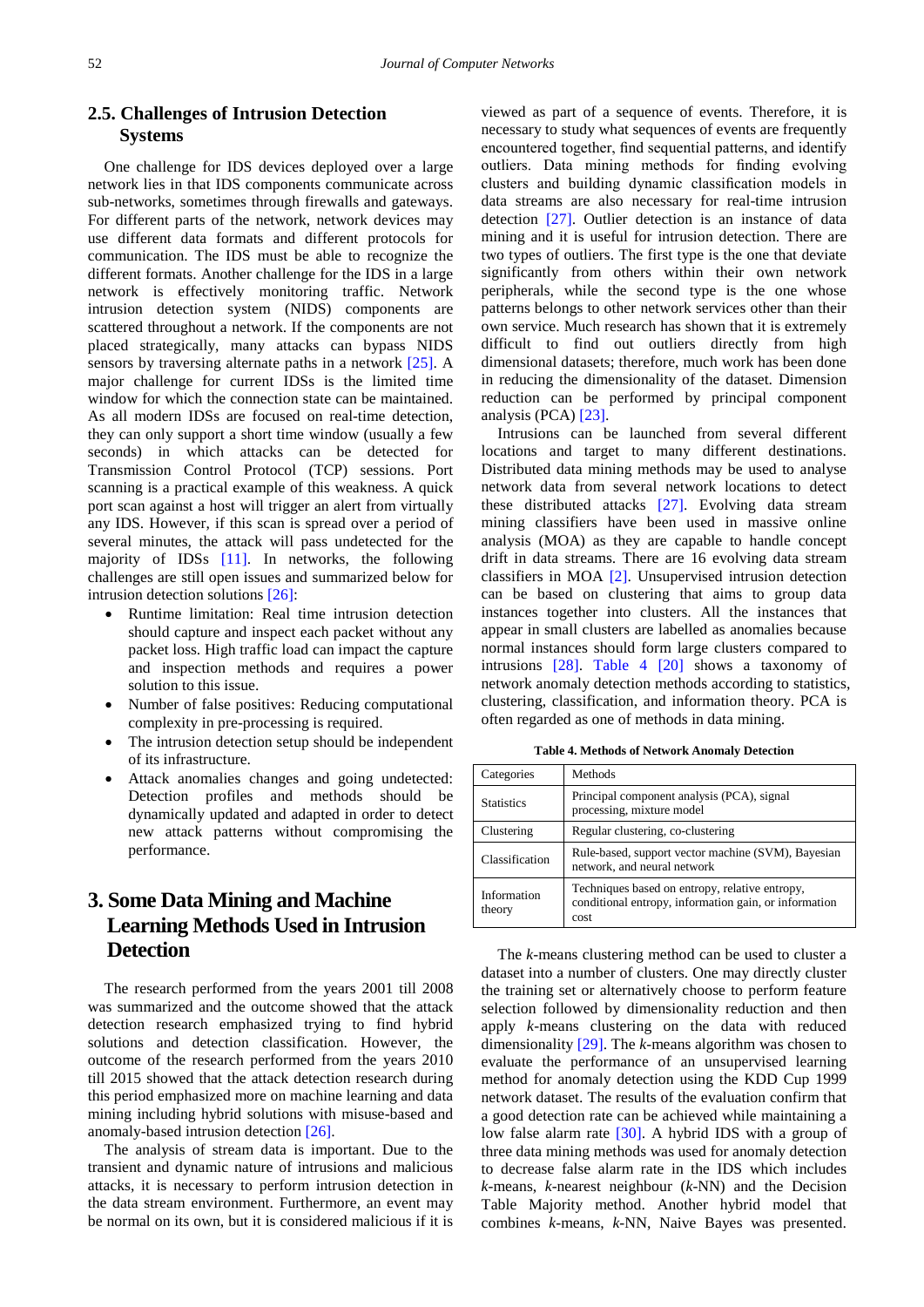## 2.5. Challenges of Intrusion Detection Systems

One challenge for IDS devices deployed over a large network lies in that IDS components communicate across sub-networks, sometimes through firewalls and gateways. For different parts of the network, network devices may use different data formats and different protocols for communication. The IDS must be able to recognize the different formats. Another challenge for the IDS in a large network is effectively monitoring traffic. Network intrusion detection system (NIDS) components are scattered throughout a network. If the components are not placed strategically, many attacks can bypass NIDS sensors by traversing alternate paths in a network [25]. A major challenge for current IDSs is the limited time window for which the connection state can be maintained. As all modern IDSs are focused on real-time detection, they can only support a short time window (usually a few seconds) in which attacks can be detected for Transmission Control Protocol (TCP) sessions. Port scanning is a practical example of this weakness. A quick port scan against a host will trigger an alert from virtually any IDS. However, if this scan is spread over a period of several minutes, the attack will pass undetected for the majority of IDSs [11]. In networks, the following challenges are still open issues and summarized below for intrusion detection solutions [26]:

- Runtime limitation: Real time intrusion detection should capture and inspect each packet without any packet loss. High traffic load can impact the capture and inspection methods and requires a power solution to this issue.
- Number of false positives: Reducing computational complexity in pre-processing is required.
- The intrusion detection setup should be independent of its infrastructure.
- Attack anomalies changes and going undetected: Detection profiles and methods should be dynamically updated and adapted in order to detect new attack patterns without compromising the performance.

# 3. Some Data Mining and Machine Learning Methods Used in Intrusion Detection

The research performed from the years 2001 till 2008 was summarized and the outcome showed that the attack detection research emphasized trying to find hybrid solutions and detection classification. However, the outcome of the research performed from the years 2010 till 2015 showed that the attack detection research during this period emphasized more on machine learning and data mining including hybrid solutions with misuse-based and anomaly-based intrusion detection [26].

The analysis of stream data is important. Due to the transient and dynamic nature of intrusions and malicious attacks, it is necessary to perform intrusion detection in the data stream environment. Furthermore, an event may be normal on its own, but it is considered malicious if it is viewed as part of a sequence of events. Therefore, it is necessary to study what sequences of events are frequently encountered together, find sequential patterns, and identify outliers. Data mining methods for finding evolving clusters and building dynamic classification models in data streams are also necessary for real-time intrusion detection [27]. Outlier detection is an instance of data mining and it is useful for intrusion detection. There are two types of outliers. The first type is the one that deviate significantly from others within their own network peripherals, while the second type is the one whose patterns belongs to other network services other than their own service. Much research has shown that it is extremely difficult to find out outliers directly from high dimensional datasets; therefore, much work has been done in reducing the dimensionality of the dataset. Dimension reduction can be performed by principal component analysis (PCA) [23].

Intrusions can be launched from several different locations and target to many different destinations. Distributed data mining methods may be used to analyse network data from several network locations to detect these distributed attacks [27]. Evolving data stream mining classifiers have been used in massive online analysis (MOA) as they are capable to handle concept drift in data streams. There are 16 evolving data stream classifiers in MOA [2]. Unsupervised intrusion detection can be based on clustering that aims to group data instances together into clusters. All the instances that appear in small clusters are labelled as anomalies because normal instances should form large clusters compared to intrusions [28]. Table 4 [20] shows a taxonomy of network anomaly detection methods according to statistics, clustering, classification, and information theory. PCA is often regarded as one of methods in data mining.

**Table 4. Methods of Network Anomaly Detection**

| Categories | Methods |
|---|---|
| Statistics | Principal component analysis (PCA), signal processing, mixture model |
| Clustering | Regular clustering, co-clustering |
| Classification | Rule-based, support vector machine (SVM), Bayesian network, and neural network |
| Information theory | Techniques based on entropy, relative entropy, conditional entropy, information gain, or information cost |

The *k*-means clustering method can be used to cluster a dataset into a number of clusters. One may directly cluster the training set or alternatively choose to perform feature selection followed by dimensionality reduction and then apply *k*-means clustering on the data with reduced dimensionality [29]. The *k*-means algorithm was chosen to evaluate the performance of an unsupervised learning method for anomaly detection using the KDD Cup 1999 network dataset. The results of the evaluation confirm that a good detection rate can be achieved while maintaining a low false alarm rate [30]. A hybrid IDS with a group of three data mining methods was used for anomaly detection to decrease false alarm rate in the IDS which includes *k*-means, *k*-nearest neighbour (*k*-NN) and the Decision Table Majority method. Another hybrid model that combines *k*-means, *k*-NN, Naive Bayes was presented.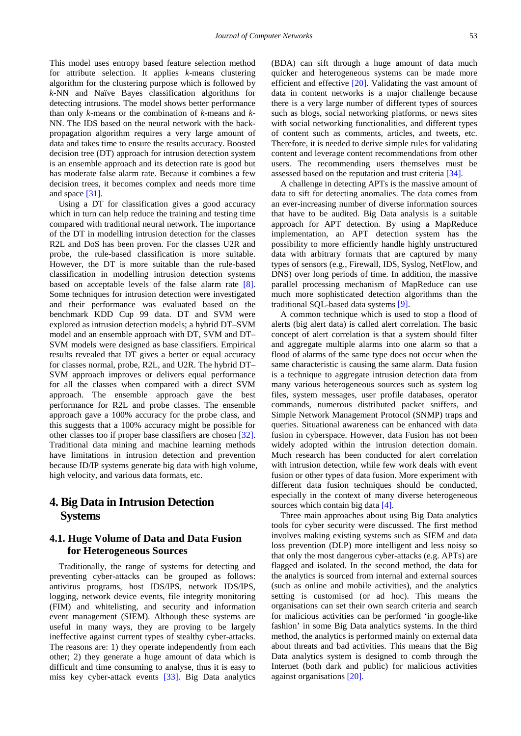This model uses entropy based feature selection method for attribute selection. It applies *k*-means clustering algorithm for the clustering purpose which is followed by *k*-NN and Naïve Bayes classification algorithms for detecting intrusions. The model shows better performance than only *k*-means or the combination of *k*-means and *k*-NN. The IDS based on the neural network with the back-propagation algorithm requires a very large amount of data and takes time to ensure the results accuracy. Boosted decision tree (DT) approach for intrusion detection system is an ensemble approach and its detection rate is good but has moderate false alarm rate. Because it combines a few decision trees, it becomes complex and needs more time and space [31].

Using a DT for classification gives a good accuracy which in turn can help reduce the training and testing time compared with traditional neural network. The importance of the DT in modelling intrusion detection for the classes R2L and DoS has been proven. For the classes U2R and probe, the rule-based classification is more suitable. However, the DT is more suitable than the rule-based classification in modelling intrusion detection systems based on acceptable levels of the false alarm rate [8]. Some techniques for intrusion detection were investigated and their performance was evaluated based on the benchmark KDD Cup 99 data. DT and SVM were explored as intrusion detection models; a hybrid DT–SVM model and an ensemble approach with DT, SVM and DT–SVM models were designed as base classifiers. Empirical results revealed that DT gives a better or equal accuracy for classes normal, probe, R2L, and U2R. The hybrid DT–SVM approach improves or delivers equal performance for all the classes when compared with a direct SVM approach. The ensemble approach gave the best performance for R2L and probe classes. The ensemble approach gave a 100% accuracy for the probe class, and this suggests that a 100% accuracy might be possible for other classes too if proper base classifiers are chosen [32]. Traditional data mining and machine learning methods have limitations in intrusion detection and prevention because ID/IP systems generate big data with high volume, high velocity, and various data formats, etc.

# 4. Big Data in Intrusion Detection Systems

## 4.1. Huge Volume of Data and Data Fusion for Heterogeneous Sources

Traditionally, the range of systems for detecting and preventing cyber-attacks can be grouped as follows: antivirus programs, host IDS/IPS, network IDS/IPS, logging, network device events, file integrity monitoring (FIM) and whitelisting, and security and information event management (SIEM). Although these systems are useful in many ways, they are proving to be largely ineffective against current types of stealthy cyber-attacks. The reasons are: 1) they operate independently from each other; 2) they generate a huge amount of data which is difficult and time consuming to analyse, thus it is easy to miss key cyber-attack events [33]. Big Data analytics (BDA) can sift through a huge amount of data much quicker and heterogeneous systems can be made more efficient and effective [20]. Validating the vast amount of data in content networks is a major challenge because there is a very large number of different types of sources such as blogs, social networking platforms, or news sites with social networking functionalities, and different types of content such as comments, articles, and tweets, etc. Therefore, it is needed to derive simple rules for validating content and leverage content recommendations from other users. The recommending users themselves must be assessed based on the reputation and trust criteria [34].

A challenge in detecting APTs is the massive amount of data to sift for detecting anomalies. The data comes from an ever-increasing number of diverse information sources that have to be audited. Big Data analysis is a suitable approach for APT detection. By using a MapReduce implementation, an APT detection system has the possibility to more efficiently handle highly unstructured data with arbitrary formats that are captured by many types of sensors (e.g., Firewall, IDS, Syslog, NetFlow, and DNS) over long periods of time. In addition, the massive parallel processing mechanism of MapReduce can use much more sophisticated detection algorithms than the traditional SQL-based data systems [9].

A common technique which is used to stop a flood of alerts (big alert data) is called alert correlation. The basic concept of alert correlation is that a system should filter and aggregate multiple alarms into one alarm so that a flood of alarms of the same type does not occur when the same characteristic is causing the same alarm. Data fusion is a technique to aggregate intrusion detection data from many various heterogeneous sources such as system log files, system messages, user profile databases, operator commands, numerous distributed packet sniffers, and Simple Network Management Protocol (SNMP) traps and queries. Situational awareness can be enhanced with data fusion in cyberspace. However, data Fusion has not been widely adopted within the intrusion detection domain. Much research has been conducted for alert correlation with intrusion detection, while few work deals with event fusion or other types of data fusion. More experiment with different data fusion techniques should be conducted, especially in the context of many diverse heterogeneous sources which contain big data [4].

Three main approaches about using Big Data analytics tools for cyber security were discussed. The first method involves making existing systems such as SIEM and data loss prevention (DLP) more intelligent and less noisy so that only the most dangerous cyber-attacks (e.g. APTs) are flagged and isolated. In the second method, the data for the analytics is sourced from internal and external sources (such as online and mobile activities), and the analytics setting is customised (or ad hoc). This means the organisations can set their own search criteria and search for malicious activities can be performed 'in google-like fashion' in some Big Data analytics systems. In the third method, the analytics is performed mainly on external data about threats and bad activities. This means that the Big Data analytics system is designed to comb through the Internet (both dark and public) for malicious activities against organisations [20].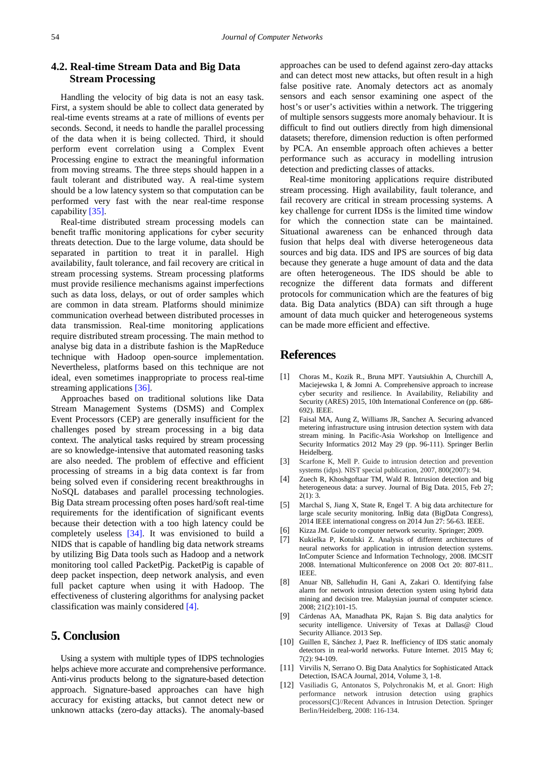## 4.2. Real-time Stream Data and Big Data Stream Processing

Handling the velocity of big data is not an easy task. First, a system should be able to collect data generated by real-time events streams at a rate of millions of events per seconds. Second, it needs to handle the parallel processing of the data when it is being collected. Third, it should perform event correlation using a Complex Event Processing engine to extract the meaningful information from moving streams. The three steps should happen in a fault tolerant and distributed way. A real-time system should be a low latency system so that computation can be performed very fast with the near real-time response capability [35].

Real-time distributed stream processing models can benefit traffic monitoring applications for cyber security threats detection. Due to the large volume, data should be separated in partition to treat it in parallel. High availability, fault tolerance, and fail recovery are critical in stream processing systems. Stream processing platforms must provide resilience mechanisms against imperfections such as data loss, delays, or out of order samples which are common in data stream. Platforms should minimize communication overhead between distributed processes in data transmission. Real-time monitoring applications require distributed stream processing. The main method to analyse big data in a distribute fashion is the MapReduce technique with Hadoop open-source implementation. Nevertheless, platforms based on this technique are not ideal, even sometimes inappropriate to process real-time streaming applications [36].

Approaches based on traditional solutions like Data Stream Management Systems (DSMS) and Complex Event Processors (CEP) are generally insufficient for the challenges posed by stream processing in a big data context. The analytical tasks required by stream processing are so knowledge-intensive that automated reasoning tasks are also needed. The problem of effective and efficient processing of streams in a big data context is far from being solved even if considering recent breakthroughs in NoSQL databases and parallel processing technologies. Big Data stream processing often poses hard/soft real-time requirements for the identification of significant events because their detection with a too high latency could be completely useless [34]. It was envisioned to build a NIDS that is capable of handling big data network streams by utilizing Big Data tools such as Hadoop and a network monitoring tool called PacketPig. PacketPig is capable of deep packet inspection, deep network analysis, and even full packet capture when using it with Hadoop. The effectiveness of clustering algorithms for analysing packet classification was mainly considered [4].

# 5. Conclusion

Using a system with multiple types of IDPS technologies helps achieve more accurate and comprehensive performance. Anti-virus products belong to the signature-based detection approach. Signature-based approaches can have high accuracy for existing attacks, but cannot detect new or unknown attacks (zero-day attacks). The anomaly-based approaches can be used to defend against zero-day attacks and can detect most new attacks, but often result in a high false positive rate. Anomaly detectors act as anomaly sensors and each sensor examining one aspect of the host's or user's activities within a network. The triggering of multiple sensors suggests more anomaly behaviour. It is difficult to find out outliers directly from high dimensional datasets; therefore, dimension reduction is often performed by PCA. An ensemble approach often achieves a better performance such as accuracy in modelling intrusion detection and predicting classes of attacks.

Real-time monitoring applications require distributed stream processing. High availability, fault tolerance, and fail recovery are critical in stream processing systems. A key challenge for current IDSs is the limited time window for which the connection state can be maintained. Situational awareness can be enhanced through data fusion that helps deal with diverse heterogeneous data sources and big data. IDS and IPS are sources of big data because they generate a huge amount of data and the data are often heterogeneous. The IDS should be able to recognize the different data formats and different protocols for communication which are the features of big data. Big Data analytics (BDA) can sift through a huge amount of data much quicker and heterogeneous systems can be made more efficient and effective.

# References

[1] Choras M., Kozik R., Bruna MPT. Yautsiukhin A, Churchill A, Maciejewska I, & Jomni A. Comprehensive approach to increase cyber security and resilience. In Availability, Reliability and Security (ARES) 2015, 10th International Conference on (pp. 686-692). IEEE.

[2] Faisal MA, Aung Z, Williams JR, Sanchez A. Securing advanced metering infrastructure using intrusion detection system with data stream mining. In Pacific-Asia Workshop on Intelligence and Security Informatics 2012 May 29 (pp. 96-111). Springer Berlin Heidelberg.

[3] Scarfone K, Mell P. Guide to intrusion detection and prevention systems (idps). NIST special publication, 2007, 800(2007): 94.

[4] Zuech R, Khoshgoftaar TM, Wald R. Intrusion detection and big heterogeneous data: a survey. Journal of Big Data. 2015, Feb 27; 2(1): 3.

[5] Marchal S, Jiang X, State R, Engel T. A big data architecture for large scale security monitoring. InBig data (BigData Congress), 2014 IEEE international congress on 2014 Jun 27: 56-63. IEEE.

[6] Kizza JM. Guide to computer network security. Springer; 2009.

[7] Kukielka P, Kotulski Z. Analysis of different architectures of neural networks for application in intrusion detection systems. InComputer Science and Information Technology, 2008. IMCSIT 2008. International Multiconference on 2008 Oct 20: 807-811.. IEEE.

[8] Anuar NB, Sallehudin H, Gani A, Zakari O. Identifying false alarm for network intrusion detection system using hybrid data mining and decision tree. Malaysian journal of computer science. 2008; 21(2):101-15.

[9] Cárdenas AA, Manadhata PK, Rajan S. Big data analytics for security intelligence. University of Texas at Dallas@ Cloud Security Alliance. 2013 Sep.

[10] Guillen E, Sánchez J, Paez R. Inefficiency of IDS static anomaly detectors in real-world networks. Future Internet. 2015 May 6; 7(2): 94-109.

[11] Virvilis N, Serrano O. Big Data Analytics for Sophisticated Attack Detection, ISACA Journal, 2014, Volume 3, 1-8.

[12] Vasiliadis G, Antonatos S, Polychronakis M, et al. Gnort: High performance network intrusion detection using graphics processors[C]//Recent Advances in Intrusion Detection. Springer Berlin/Heidelberg, 2008: 116-134.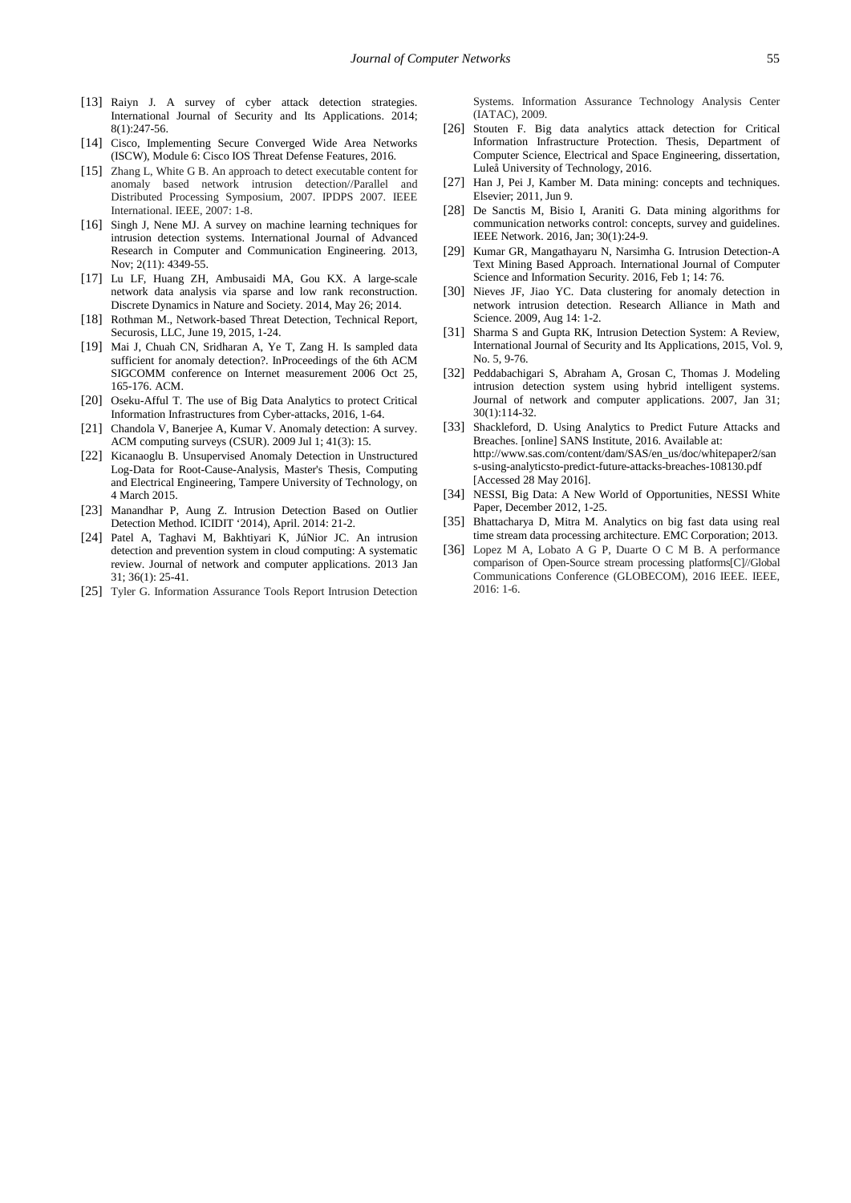[13] Raiyn J. A survey of cyber attack detection strategies. International Journal of Security and Its Applications. 2014; 8(1):247-56.

[14] Cisco, Implementing Secure Converged Wide Area Networks (ISCW), Module 6: Cisco IOS Threat Defense Features, 2016.

[15] Zhang L, White G B. An approach to detect executable content for anomaly based network intrusion detection//Parallel and Distributed Processing Symposium, 2007. IPDPS 2007. IEEE International. IEEE, 2007: 1-8.

[16] Singh J, Nene MJ. A survey on machine learning techniques for intrusion detection systems. International Journal of Advanced Research in Computer and Communication Engineering. 2013, Nov; 2(11): 4349-55.

[17] Lu LF, Huang ZH, Ambusaidi MA, Gou KX. A large-scale network data analysis via sparse and low rank reconstruction. Discrete Dynamics in Nature and Society. 2014, May 26; 2014.

[18] Rothman M., Network-based Threat Detection, Technical Report, Securosis, LLC, June 19, 2015, 1-24.

[19] Mai J, Chuah CN, Sridharan A, Ye T, Zang H. Is sampled data sufficient for anomaly detection?. InProceedings of the 6th ACM SIGCOMM conference on Internet measurement 2006 Oct 25, 165-176. ACM.

[20] Oseku-Afful T. The use of Big Data Analytics to protect Critical Information Infrastructures from Cyber-attacks, 2016, 1-64.

[21] Chandola V, Banerjee A, Kumar V. Anomaly detection: A survey. ACM computing surveys (CSUR). 2009 Jul 1; 41(3): 15.

[22] Kicanaoglu B. Unsupervised Anomaly Detection in Unstructured Log-Data for Root-Cause-Analysis, Master's Thesis, Computing and Electrical Engineering, Tampere University of Technology, on 4 March 2015.

[23] Manandhar P, Aung Z. Intrusion Detection Based on Outlier Detection Method. ICIDIT '2014), April. 2014: 21-2.

[24] Patel A, Taghavi M, Bakhtiyari K, JúNior JC. An intrusion detection and prevention system in cloud computing: A systematic review. Journal of network and computer applications. 2013 Jan 31; 36(1): 25-41.

[25] Tyler G. Information Assurance Tools Report Intrusion Detection Systems. Information Assurance Technology Analysis Center (IATAC), 2009.

[26] Stouten F. Big data analytics attack detection for Critical Information Infrastructure Protection. Thesis, Department of Computer Science, Electrical and Space Engineering, dissertation, Luleå University of Technology, 2016.

[27] Han J, Pei J, Kamber M. Data mining: concepts and techniques. Elsevier; 2011, Jun 9.

[28] De Sanctis M, Bisio I, Araniti G. Data mining algorithms for communication networks control: concepts, survey and guidelines. IEEE Network. 2016, Jan; 30(1):24-9.

[29] Kumar GR, Mangathayaru N, Narsimha G. Intrusion Detection-A Text Mining Based Approach. International Journal of Computer Science and Information Security. 2016, Feb 1; 14: 76.

[30] Nieves JF, Jiao YC. Data clustering for anomaly detection in network intrusion detection. Research Alliance in Math and Science. 2009, Aug 14: 1-2.

[31] Sharma S and Gupta RK, Intrusion Detection System: A Review, International Journal of Security and Its Applications, 2015, Vol. 9, No. 5, 9-76.

[32] Peddabachigari S, Abraham A, Grosan C, Thomas J. Modeling intrusion detection system using hybrid intelligent systems. Journal of network and computer applications. 2007, Jan 31; 30(1):114-32.

[33] Shackleford, D. Using Analytics to Predict Future Attacks and Breaches. [online] SANS Institute, 2016. Available at: http://www.sas.com/content/dam/SAS/en_us/doc/whitepaper2/sans-using-analyticsto-predict-future-attacks-breaches-108130.pdf [Accessed 28 May 2016].

[34] NESSI, Big Data: A New World of Opportunities, NESSI White Paper, December 2012, 1-25.

[35] Bhattacharya D, Mitra M. Analytics on big fast data using real time stream data processing architecture. EMC Corporation; 2013.

[36] Lopez M A, Lobato A G P, Duarte O C M B. A performance comparison of Open-Source stream processing platforms[C]//Global Communications Conference (GLOBECOM), 2016 IEEE. IEEE, 2016: 1-6.